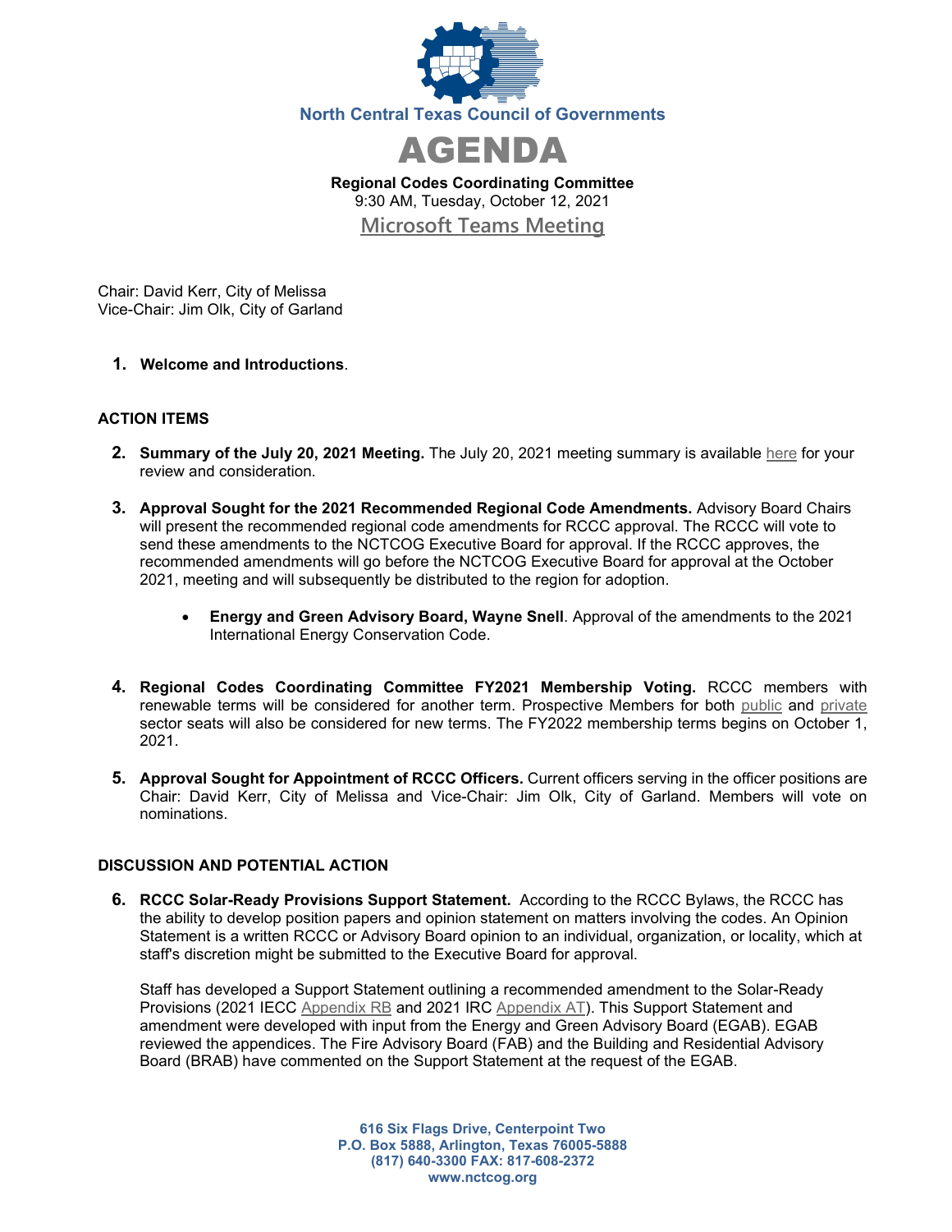North Central Texas Council of Governments

# AGENDA

**Regional Codes Coordinating Committee**
9:30 AM, Tuesday, October 12, 2021
Microsoft Teams Meeting

Chair: David Kerr, City of Melissa
Vice-Chair: Jim Olk, City of Garland

1. **Welcome and Introductions**.

## ACTION ITEMS

2. **Summary of the July 20, 2021 Meeting.** The July 20, 2021 meeting summary is available here for your review and consideration.

3. **Approval Sought for the 2021 Recommended Regional Code Amendments.** Advisory Board Chairs will present the recommended regional code amendments for RCCC approval. The RCCC will vote to send these amendments to the NCTCOG Executive Board for approval. If the RCCC approves, the recommended amendments will go before the NCTCOG Executive Board for approval at the October 2021, meeting and will subsequently be distributed to the region for adoption.

    - **Energy and Green Advisory Board, Wayne Snell**. Approval of the amendments to the 2021 International Energy Conservation Code.

4. **Regional Codes Coordinating Committee FY2021 Membership Voting.** RCCC members with renewable terms will be considered for another term. Prospective Members for both public and private sector seats will also be considered for new terms. The FY2022 membership terms begins on October 1, 2021.

5. **Approval Sought for Appointment of RCCC Officers.** Current officers serving in the officer positions are Chair: David Kerr, City of Melissa and Vice-Chair: Jim Olk, City of Garland. Members will vote on nominations.

## DISCUSSION AND POTENTIAL ACTION

6. **RCCC Solar-Ready Provisions Support Statement.** According to the RCCC Bylaws, the RCCC has the ability to develop position papers and opinion statement on matters involving the codes. An Opinion Statement is a written RCCC or Advisory Board opinion to an individual, organization, or locality, which at staff's discretion might be submitted to the Executive Board for approval.

    Staff has developed a Support Statement outlining a recommended amendment to the Solar-Ready Provisions (2021 IECC Appendix RB and 2021 IRC Appendix AT). This Support Statement and amendment were developed with input from the Energy and Green Advisory Board (EGAB). EGAB reviewed the appendices. The Fire Advisory Board (FAB) and the Building and Residential Advisory Board (BRAB) have commented on the Support Statement at the request of the EGAB.

616 Six Flags Drive, Centerpoint Two
P.O. Box 5888, Arlington, Texas 76005-5888
(817) 640-3300 FAX: 817-608-2372
www.nctcog.org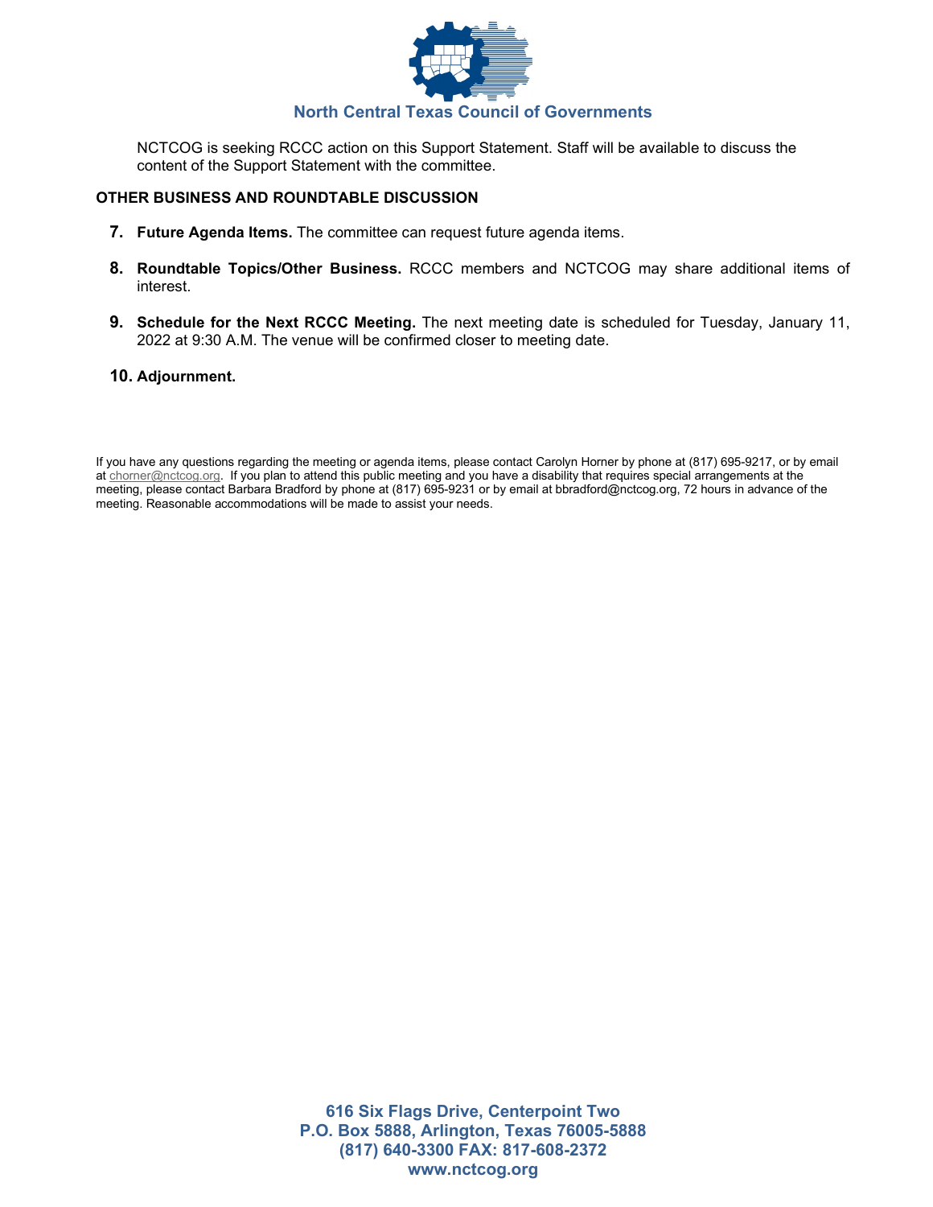NCTCOG is seeking RCCC action on this Support Statement. Staff will be available to discuss the content of the Support Statement with the committee.

**OTHER BUSINESS AND ROUNDTABLE DISCUSSION**

7. **Future Agenda Items.** The committee can request future agenda items.

8. **Roundtable Topics/Other Business.** RCCC members and NCTCOG may share additional items of interest.

9. **Schedule for the Next RCCC Meeting.** The next meeting date is scheduled for Tuesday, January 11, 2022 at 9:30 A.M. The venue will be confirmed closer to meeting date.

10. **Adjournment.**

If you have any questions regarding the meeting or agenda items, please contact Carolyn Horner by phone at (817) 695-9217, or by email at chorner@nctcog.org. If you plan to attend this public meeting and you have a disability that requires special arrangements at the meeting, please contact Barbara Bradford by phone at (817) 695-9231 or by email at bbradford@nctcog.org, 72 hours in advance of the meeting. Reasonable accommodations will be made to assist your needs.